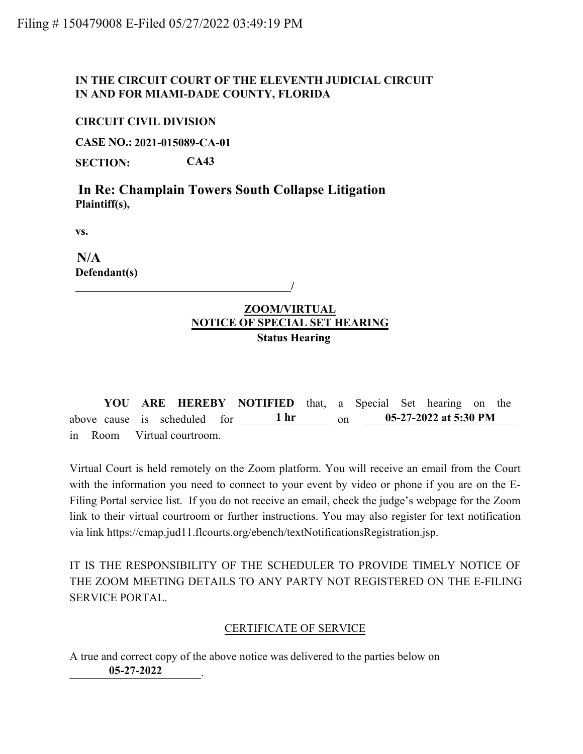Filing # 150479008 E-Filed 05/27/2022 03:49:19 PM

**IN THE CIRCUIT COURT OF THE ELEVENTH JUDICIAL CIRCUIT**
**IN AND FOR MIAMI-DADE COUNTY, FLORIDA**

**CIRCUIT CIVIL DIVISION**

**CASE NO.: 2021-015089-CA-01**

**SECTION: CA43**

**In Re: Champlain Towers South Collapse Litigation**
**Plaintiff(s),**

**vs.**

**N/A**
**Defendant(s)**
**______________________________________/**

**ZOOM/VIRTUAL**
**NOTICE OF SPECIAL SET HEARING**
**Status Hearing**

**YOU ARE HEREBY NOTIFIED** that, a Special Set hearing on the above cause is scheduled for **1 hr** on **05-27-2022 at 5:30 PM** in Room Virtual courtroom.

Virtual Court is held remotely on the Zoom platform. You will receive an email from the Court with the information you need to connect to your event by video or phone if you are on the E-Filing Portal service list. If you do not receive an email, check the judge's webpage for the Zoom link to their virtual courtroom or further instructions. You may also register for text notification via link https://cmap.jud11.flcourts.org/ebench/textNotificationsRegistration.jsp.

IT IS THE RESPONSIBILITY OF THE SCHEDULER TO PROVIDE TIMELY NOTICE OF THE ZOOM MEETING DETAILS TO ANY PARTY NOT REGISTERED ON THE E-FILING SERVICE PORTAL.

CERTIFICATE OF SERVICE

A true and correct copy of the above notice was delivered to the parties below on **05-27-2022**.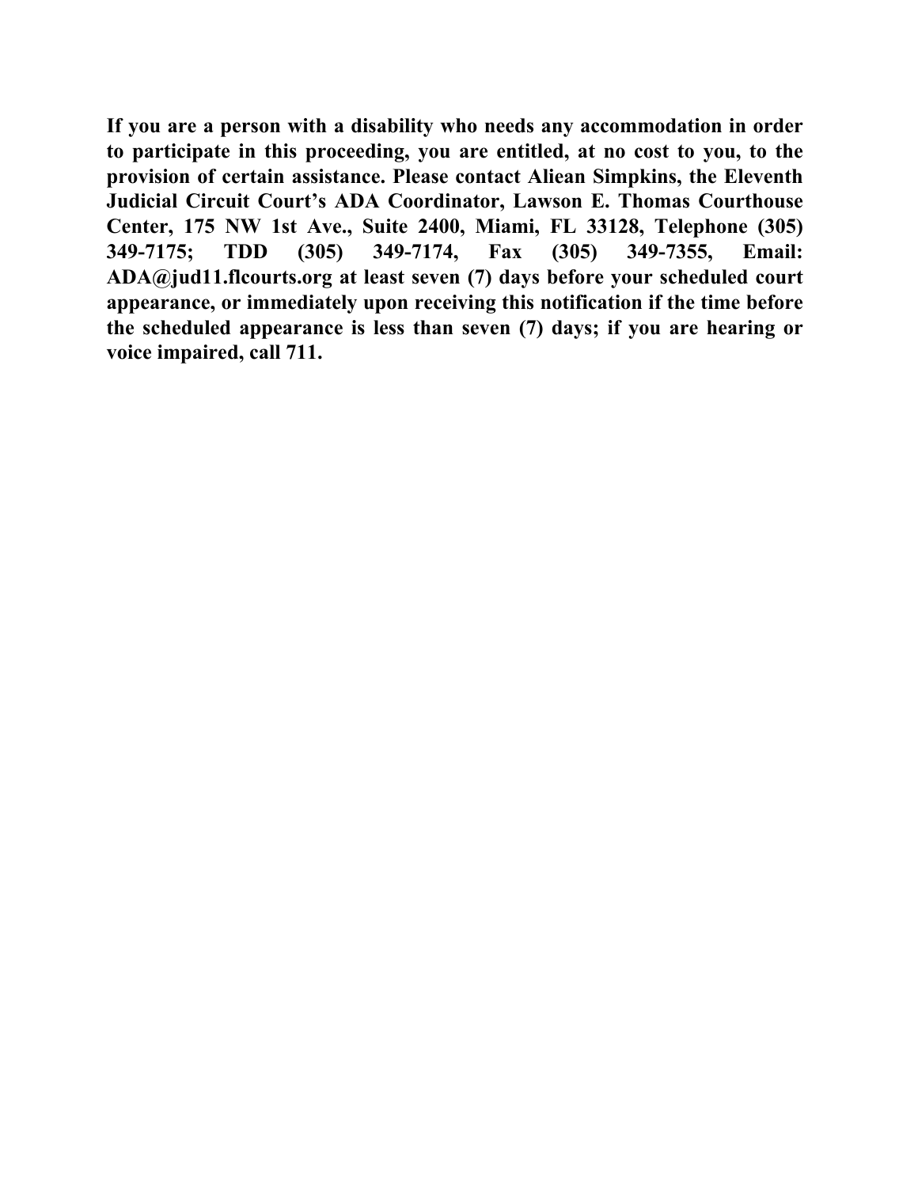**If you are a person with a disability who needs any accommodation in order to participate in this proceeding, you are entitled, at no cost to you, to the provision of certain assistance. Please contact Aliean Simpkins, the Eleventh Judicial Circuit Court's ADA Coordinator, Lawson E. Thomas Courthouse Center, 175 NW 1st Ave., Suite 2400, Miami, FL 33128, Telephone (305) 349-7175; TDD (305) 349-7174, Fax (305) 349-7355, Email: ADA@jud11.flcourts.org at least seven (7) days before your scheduled court appearance, or immediately upon receiving this notification if the time before the scheduled appearance is less than seven (7) days; if you are hearing or voice impaired, call 711.**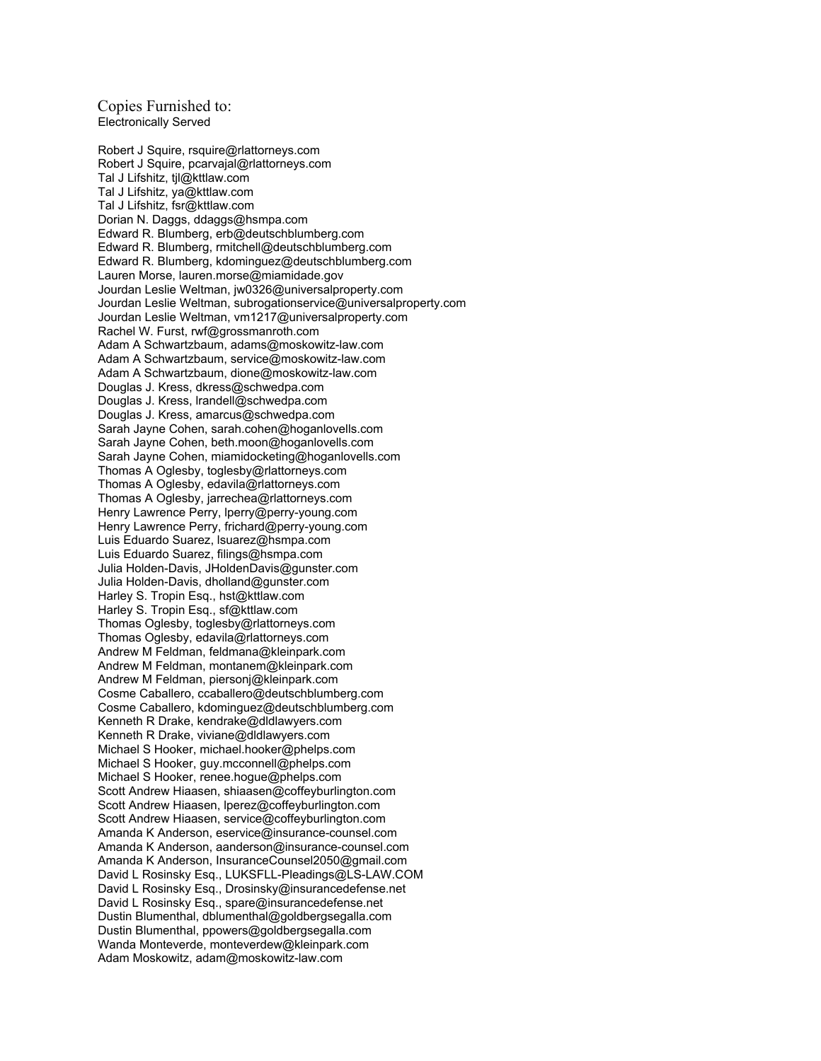Copies Furnished to:
Electronically Served

Robert J Squire, rsquire@rlattorneys.com
Robert J Squire, pcarvajal@rlattorneys.com
Tal J Lifshitz, tjl@kttlaw.com
Tal J Lifshitz, ya@kttlaw.com
Tal J Lifshitz, fsr@kttlaw.com
Dorian N. Daggs, ddaggs@hsmpa.com
Edward R. Blumberg, erb@deutschblumberg.com
Edward R. Blumberg, rmitchell@deutschblumberg.com
Edward R. Blumberg, kdominguez@deutschblumberg.com
Lauren Morse, lauren.morse@miamidade.gov
Jourdan Leslie Weltman, jw0326@universalproperty.com
Jourdan Leslie Weltman, subrogationservice@universalproperty.com
Jourdan Leslie Weltman, vm1217@universalproperty.com
Rachel W. Furst, rwf@grossmanroth.com
Adam A Schwartzbaum, adams@moskowitz-law.com
Adam A Schwartzbaum, service@moskowitz-law.com
Adam A Schwartzbaum, dione@moskowitz-law.com
Douglas J. Kress, dkress@schwedpa.com
Douglas J. Kress, lrandell@schwedpa.com
Douglas J. Kress, amarcus@schwedpa.com
Sarah Jayne Cohen, sarah.cohen@hoganlovells.com
Sarah Jayne Cohen, beth.moon@hoganlovells.com
Sarah Jayne Cohen, miamidocketing@hoganlovells.com
Thomas A Oglesby, toglesby@rlattorneys.com
Thomas A Oglesby, edavila@rlattorneys.com
Thomas A Oglesby, jarrechea@rlattorneys.com
Henry Lawrence Perry, lperry@perry-young.com
Henry Lawrence Perry, frichard@perry-young.com
Luis Eduardo Suarez, lsuarez@hsmpa.com
Luis Eduardo Suarez, filings@hsmpa.com
Julia Holden-Davis, JHoldenDavis@gunster.com
Julia Holden-Davis, dholland@gunster.com
Harley S. Tropin Esq., hst@kttlaw.com
Harley S. Tropin Esq., sf@kttlaw.com
Thomas Oglesby, toglesby@rlattorneys.com
Thomas Oglesby, edavila@rlattorneys.com
Andrew M Feldman, feldmana@kleinpark.com
Andrew M Feldman, montanem@kleinpark.com
Andrew M Feldman, piersonj@kleinpark.com
Cosme Caballero, ccaballero@deutschblumberg.com
Cosme Caballero, kdominguez@deutschblumberg.com
Kenneth R Drake, kendrake@dldlawyers.com
Kenneth R Drake, viviane@dldlawyers.com
Michael S Hooker, michael.hooker@phelps.com
Michael S Hooker, guy.mcconnell@phelps.com
Michael S Hooker, renee.hogue@phelps.com
Scott Andrew Hiaasen, shiaasen@coffeyburlington.com
Scott Andrew Hiaasen, lperez@coffeyburlington.com
Scott Andrew Hiaasen, service@coffeyburlington.com
Amanda K Anderson, eservice@insurance-counsel.com
Amanda K Anderson, aanderson@insurance-counsel.com
Amanda K Anderson, InsuranceCounsel2050@gmail.com
David L Rosinsky Esq., LUKSFLL-Pleadings@LS-LAW.COM
David L Rosinsky Esq., Drosinsky@insurancedefense.net
David L Rosinsky Esq., spare@insurancedefense.net
Dustin Blumenthal, dblumenthal@goldbergsegalla.com
Dustin Blumenthal, ppowers@goldbergsegalla.com
Wanda Monteverde, monteverdew@kleinpark.com
Adam Moskowitz, adam@moskowitz-law.com